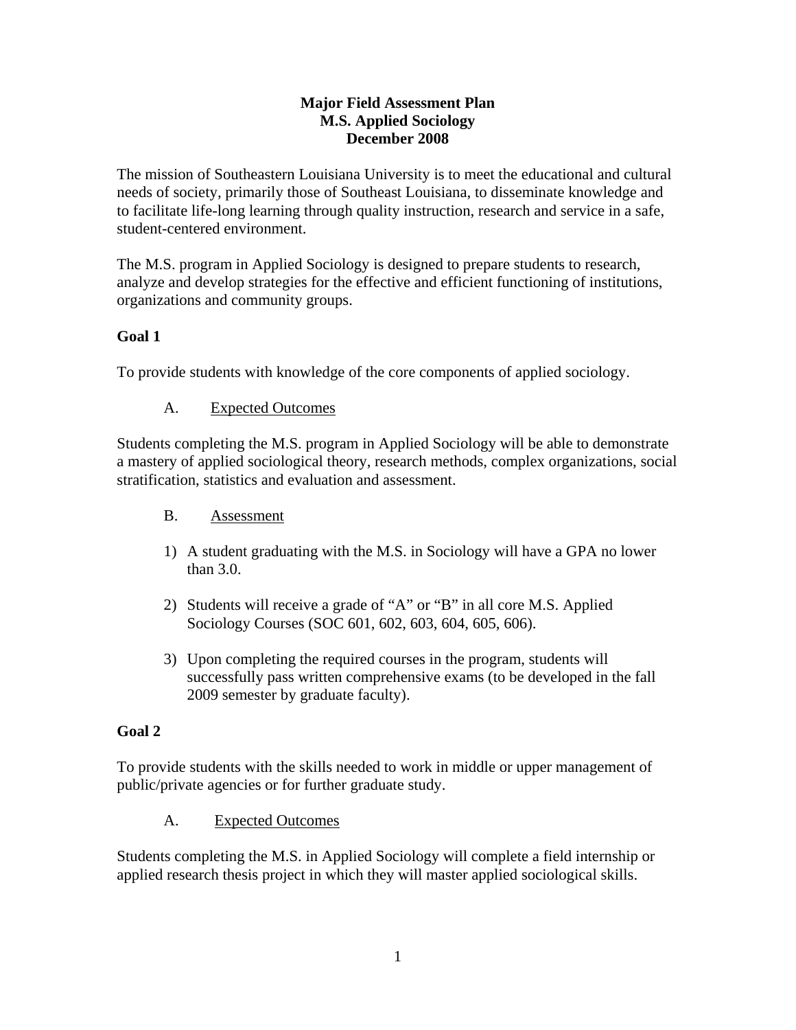**Major Field Assessment Plan**
**M.S. Applied Sociology**
**December 2008**

The mission of Southeastern Louisiana University is to meet the educational and cultural needs of society, primarily those of Southeast Louisiana, to disseminate knowledge and to facilitate life-long learning through quality instruction, research and service in a safe, student-centered environment.

The M.S. program in Applied Sociology is designed to prepare students to research, analyze and develop strategies for the effective and efficient functioning of institutions, organizations and community groups.

**Goal 1**

To provide students with knowledge of the core components of applied sociology.

A. Expected Outcomes

Students completing the M.S. program in Applied Sociology will be able to demonstrate a mastery of applied sociological theory, research methods, complex organizations, social stratification, statistics and evaluation and assessment.

B. Assessment

1) A student graduating with the M.S. in Sociology will have a GPA no lower than 3.0.

2) Students will receive a grade of "A" or "B" in all core M.S. Applied Sociology Courses (SOC 601, 602, 603, 604, 605, 606).

3) Upon completing the required courses in the program, students will successfully pass written comprehensive exams (to be developed in the fall 2009 semester by graduate faculty).

**Goal 2**

To provide students with the skills needed to work in middle or upper management of public/private agencies or for further graduate study.

A. Expected Outcomes

Students completing the M.S. in Applied Sociology will complete a field internship or applied research thesis project in which they will master applied sociological skills.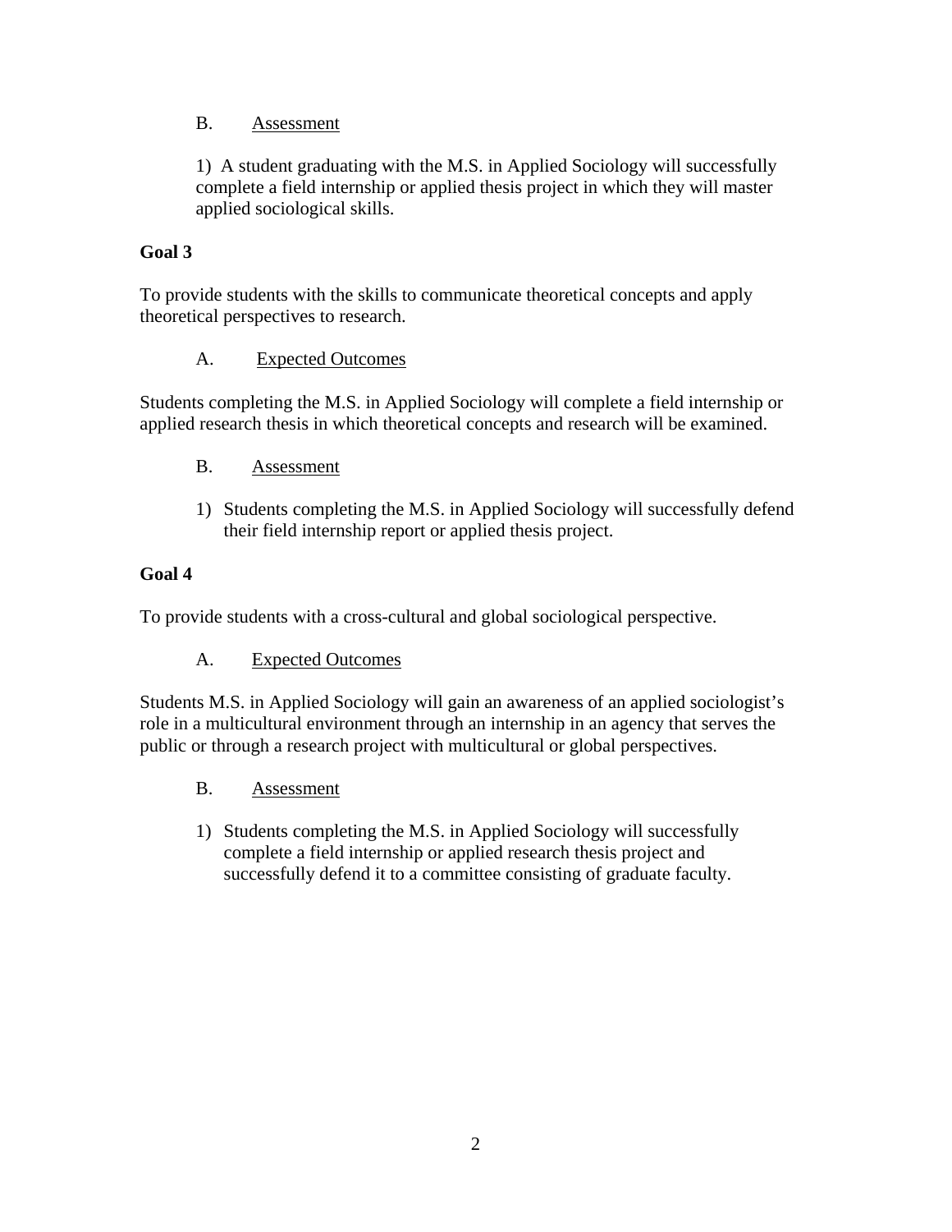B. Assessment

1) A student graduating with the M.S. in Applied Sociology will successfully complete a field internship or applied thesis project in which they will master applied sociological skills.

**Goal 3**

To provide students with the skills to communicate theoretical concepts and apply theoretical perspectives to research.

A. Expected Outcomes

Students completing the M.S. in Applied Sociology will complete a field internship or applied research thesis in which theoretical concepts and research will be examined.

B. Assessment

1) Students completing the M.S. in Applied Sociology will successfully defend their field internship report or applied thesis project.

**Goal 4**

To provide students with a cross-cultural and global sociological perspective.

A. Expected Outcomes

Students M.S. in Applied Sociology will gain an awareness of an applied sociologist's role in a multicultural environment through an internship in an agency that serves the public or through a research project with multicultural or global perspectives.

B. Assessment

1) Students completing the M.S. in Applied Sociology will successfully complete a field internship or applied research thesis project and successfully defend it to a committee consisting of graduate faculty.